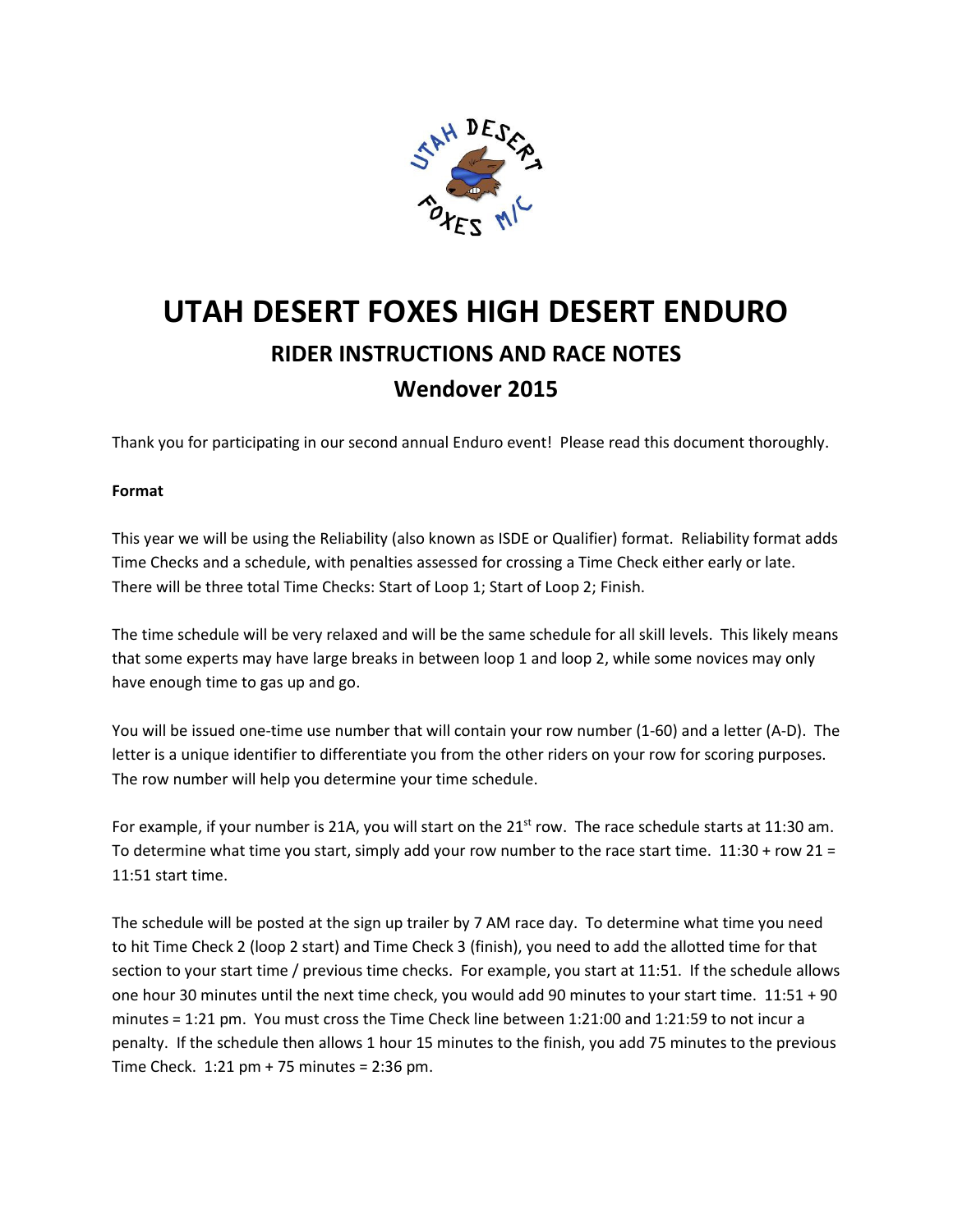# UTAH DESERT FOXES HIGH DESERT ENDURO

## RIDER INSTRUCTIONS AND RACE NOTES

## Wendover 2015

Thank you for participating in our second annual Enduro event! Please read this document thoroughly.

**Format**

This year we will be using the Reliability (also known as ISDE or Qualifier) format. Reliability format adds Time Checks and a schedule, with penalties assessed for crossing a Time Check either early or late. There will be three total Time Checks: Start of Loop 1; Start of Loop 2; Finish.

The time schedule will be very relaxed and will be the same schedule for all skill levels. This likely means that some experts may have large breaks in between loop 1 and loop 2, while some novices may only have enough time to gas up and go.

You will be issued one-time use number that will contain your row number (1-60) and a letter (A-D). The letter is a unique identifier to differentiate you from the other riders on your row for scoring purposes. The row number will help you determine your time schedule.

For example, if your number is 21A, you will start on the 21st row. The race schedule starts at 11:30 am. To determine what time you start, simply add your row number to the race start time. 11:30 + row 21 = 11:51 start time.

The schedule will be posted at the sign up trailer by 7 AM race day. To determine what time you need to hit Time Check 2 (loop 2 start) and Time Check 3 (finish), you need to add the allotted time for that section to your start time / previous time checks. For example, you start at 11:51. If the schedule allows one hour 30 minutes until the next time check, you would add 90 minutes to your start time. 11:51 + 90 minutes = 1:21 pm. You must cross the Time Check line between 1:21:00 and 1:21:59 to not incur a penalty. If the schedule then allows 1 hour 15 minutes to the finish, you add 75 minutes to the previous Time Check. 1:21 pm + 75 minutes = 2:36 pm.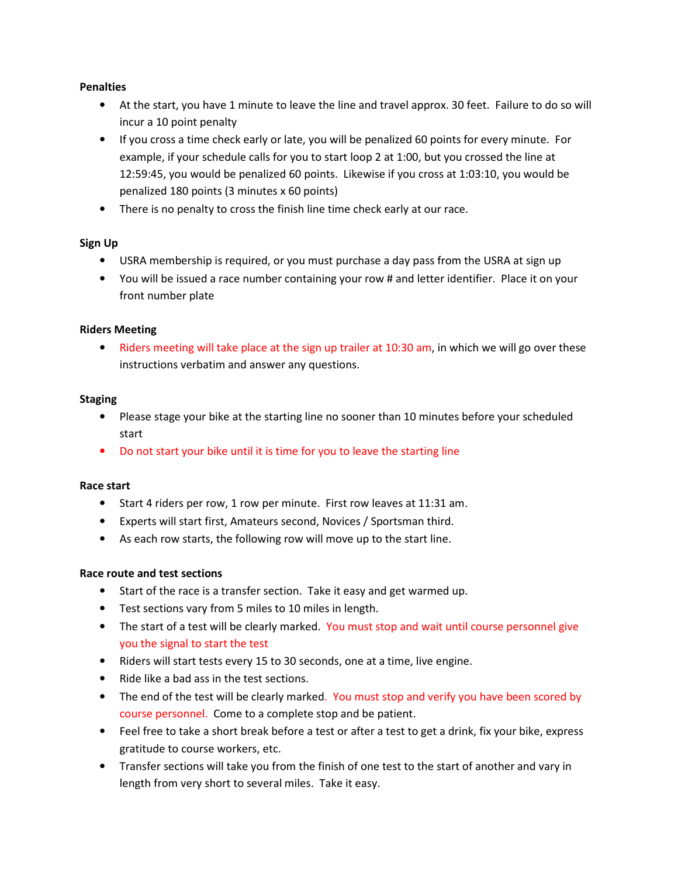**Penalties**

- At the start, you have 1 minute to leave the line and travel approx. 30 feet. Failure to do so will incur a 10 point penalty
- If you cross a time check early or late, you will be penalized 60 points for every minute. For example, if your schedule calls for you to start loop 2 at 1:00, but you crossed the line at 12:59:45, you would be penalized 60 points. Likewise if you cross at 1:03:10, you would be penalized 180 points (3 minutes x 60 points)
- There is no penalty to cross the finish line time check early at our race.

**Sign Up**

- USRA membership is required, or you must purchase a day pass from the USRA at sign up
- You will be issued a race number containing your row # and letter identifier. Place it on your front number plate

**Riders Meeting**

- Riders meeting will take place at the sign up trailer at 10:30 am, in which we will go over these instructions verbatim and answer any questions.

**Staging**

- Please stage your bike at the starting line no sooner than 10 minutes before your scheduled start
- Do not start your bike until it is time for you to leave the starting line

**Race start**

- Start 4 riders per row, 1 row per minute. First row leaves at 11:31 am.
- Experts will start first, Amateurs second, Novices / Sportsman third.
- As each row starts, the following row will move up to the start line.

**Race route and test sections**

- Start of the race is a transfer section. Take it easy and get warmed up.
- Test sections vary from 5 miles to 10 miles in length.
- The start of a test will be clearly marked. You must stop and wait until course personnel give you the signal to start the test
- Riders will start tests every 15 to 30 seconds, one at a time, live engine.
- Ride like a bad ass in the test sections.
- The end of the test will be clearly marked. You must stop and verify you have been scored by course personnel. Come to a complete stop and be patient.
- Feel free to take a short break before a test or after a test to get a drink, fix your bike, express gratitude to course workers, etc.
- Transfer sections will take you from the finish of one test to the start of another and vary in length from very short to several miles. Take it easy.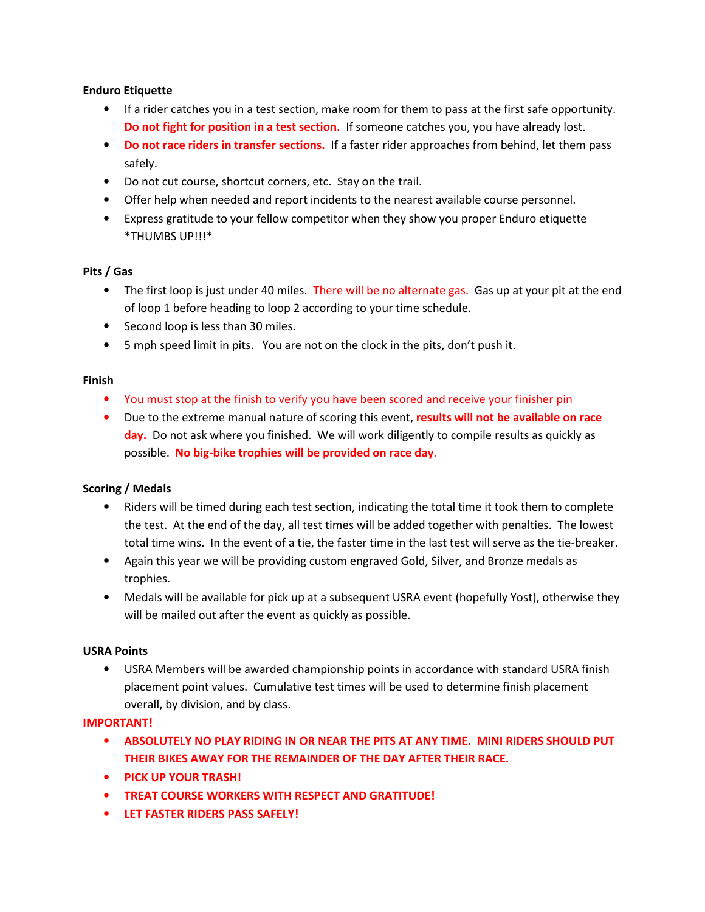**Enduro Etiquette**

- If a rider catches you in a test section, make room for them to pass at the first safe opportunity. **Do not fight for position in a test section.** If someone catches you, you have already lost.
- **Do not race riders in transfer sections.** If a faster rider approaches from behind, let them pass safely.
- Do not cut course, shortcut corners, etc. Stay on the trail.
- Offer help when needed and report incidents to the nearest available course personnel.
- Express gratitude to your fellow competitor when they show you proper Enduro etiquette *THUMBS UP!!!*

**Pits / Gas**

- The first loop is just under 40 miles. There will be no alternate gas. Gas up at your pit at the end of loop 1 before heading to loop 2 according to your time schedule.
- Second loop is less than 30 miles.
- 5 mph speed limit in pits. You are not on the clock in the pits, don't push it.

**Finish**

- You must stop at the finish to verify you have been scored and receive your finisher pin
- Due to the extreme manual nature of scoring this event, **results will not be available on race day.** Do not ask where you finished. We will work diligently to compile results as quickly as possible. **No big-bike trophies will be provided on race day**.

**Scoring / Medals**

- Riders will be timed during each test section, indicating the total time it took them to complete the test. At the end of the day, all test times will be added together with penalties. The lowest total time wins. In the event of a tie, the faster time in the last test will serve as the tie-breaker.
- Again this year we will be providing custom engraved Gold, Silver, and Bronze medals as trophies.
- Medals will be available for pick up at a subsequent USRA event (hopefully Yost), otherwise they will be mailed out after the event as quickly as possible.

**USRA Points**

- USRA Members will be awarded championship points in accordance with standard USRA finish placement point values. Cumulative test times will be used to determine finish placement overall, by division, and by class.

**IMPORTANT!**

- **ABSOLUTELY NO PLAY RIDING IN OR NEAR THE PITS AT ANY TIME. MINI RIDERS SHOULD PUT THEIR BIKES AWAY FOR THE REMAINDER OF THE DAY AFTER THEIR RACE.**
- **PICK UP YOUR TRASH!**
- **TREAT COURSE WORKERS WITH RESPECT AND GRATITUDE!**
- **LET FASTER RIDERS PASS SAFELY!**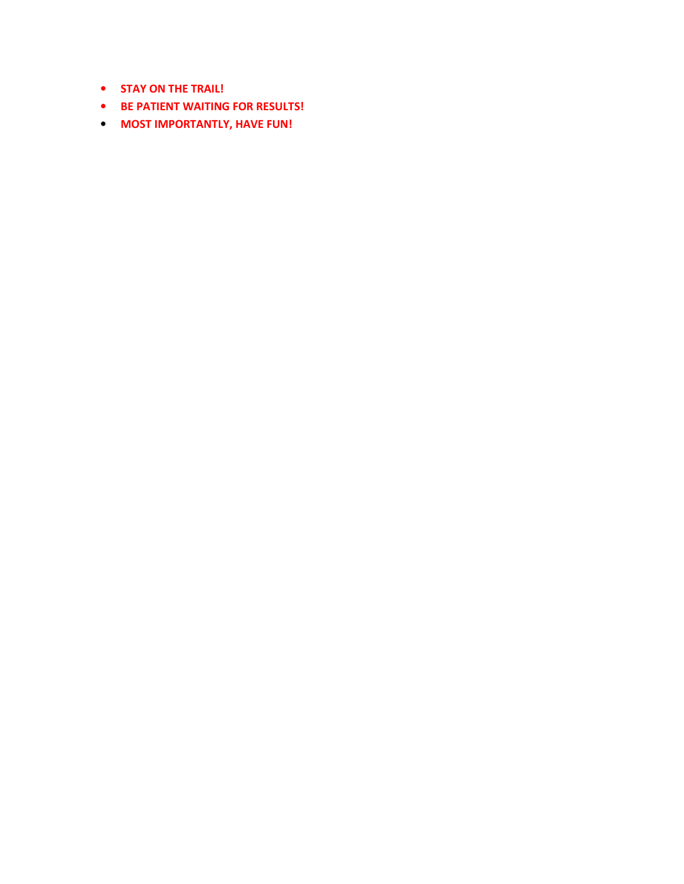- **STAY ON THE TRAIL!**
- **BE PATIENT WAITING FOR RESULTS!**
- **MOST IMPORTANTLY, HAVE FUN!**